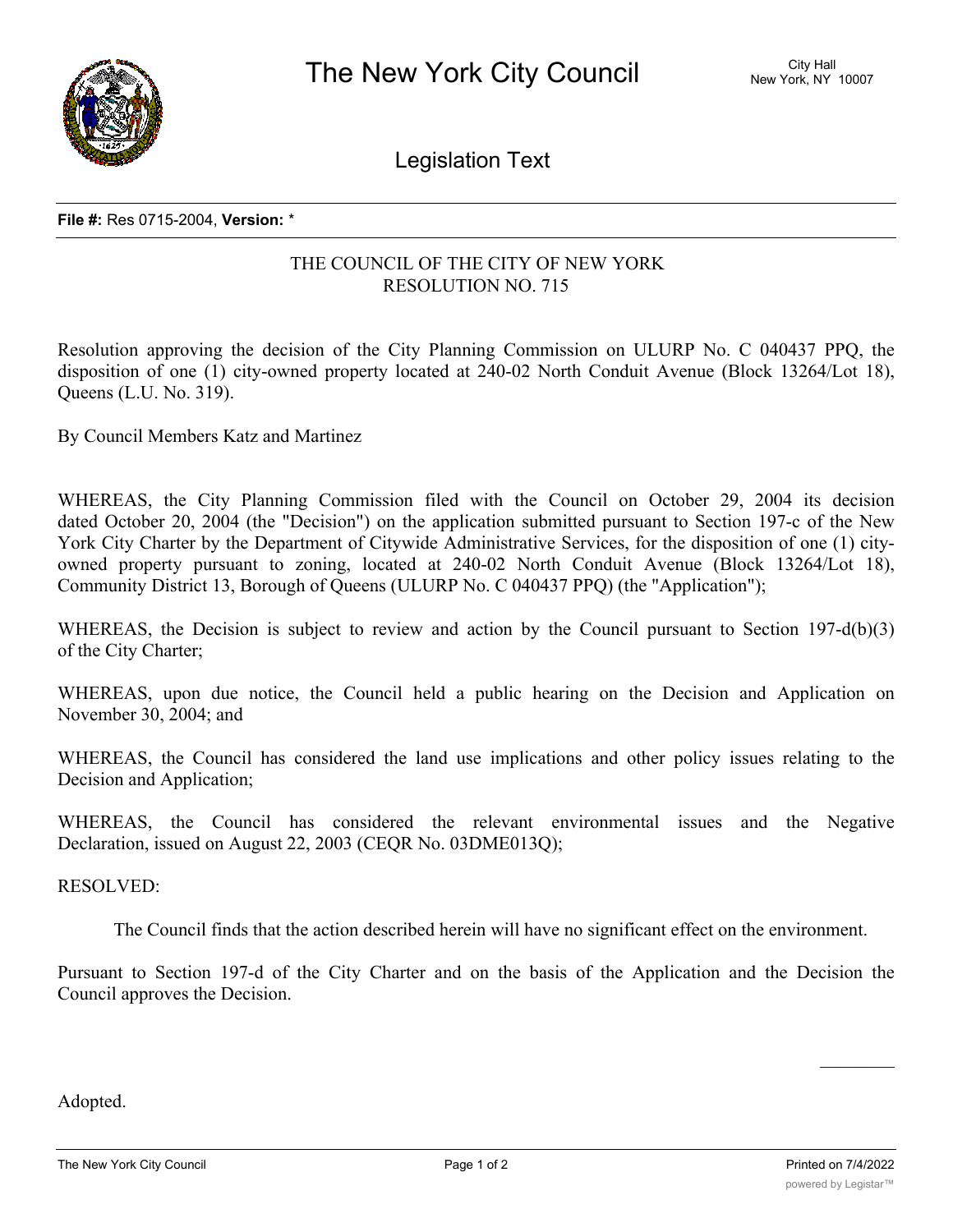# The New York City Council

City Hall
New York, NY 10007

## Legislation Text

**File #:** Res 0715-2004, **Version:** *

THE COUNCIL OF THE CITY OF NEW YORK
RESOLUTION NO. 715

Resolution approving the decision of the City Planning Commission on ULURP No. C 040437 PPQ, the disposition of one (1) city-owned property located at 240-02 North Conduit Avenue (Block 13264/Lot 18), Queens (L.U. No. 319).

By Council Members Katz and Martinez

WHEREAS, the City Planning Commission filed with the Council on October 29, 2004 its decision dated October 20, 2004 (the "Decision") on the application submitted pursuant to Section 197-c of the New York City Charter by the Department of Citywide Administrative Services, for the disposition of one (1) city-owned property pursuant to zoning, located at 240-02 North Conduit Avenue (Block 13264/Lot 18), Community District 13, Borough of Queens (ULURP No. C 040437 PPQ) (the "Application");

WHEREAS, the Decision is subject to review and action by the Council pursuant to Section 197-d(b)(3) of the City Charter;

WHEREAS, upon due notice, the Council held a public hearing on the Decision and Application on November 30, 2004; and

WHEREAS, the Council has considered the land use implications and other policy issues relating to the Decision and Application;

WHEREAS, the Council has considered the relevant environmental issues and the Negative Declaration, issued on August 22, 2003 (CEQR No. 03DME013Q);

RESOLVED:

The Council finds that the action described herein will have no significant effect on the environment.

Pursuant to Section 197-d of the City Charter and on the basis of the Application and the Decision the Council approves the Decision.

Adopted.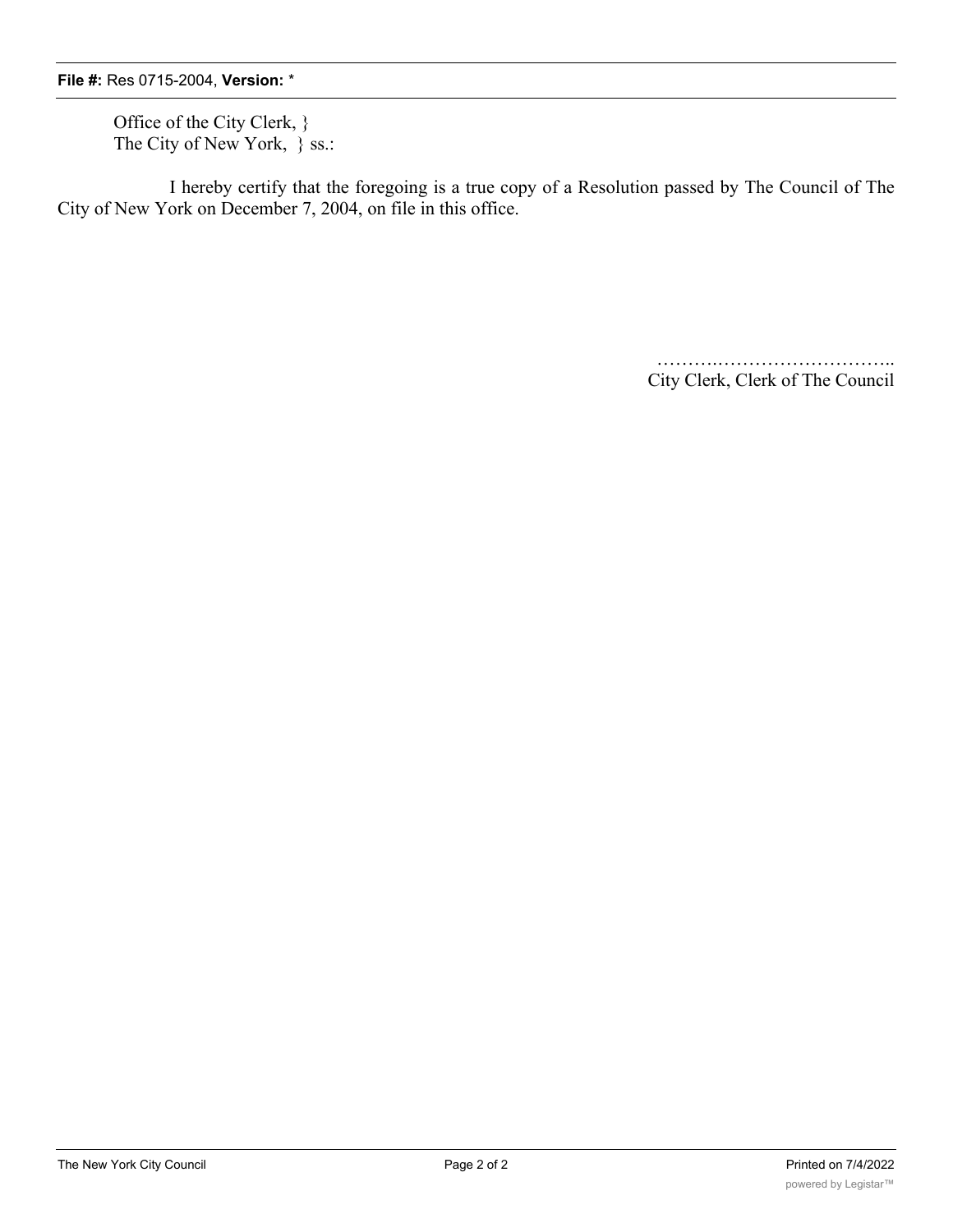Office of the City Clerk, }
The City of New York, } ss.:

I hereby certify that the foregoing is a true copy of a Resolution passed by The Council of The City of New York on December 7, 2004, on file in this office.

……….………………………..
City Clerk, Clerk of The Council